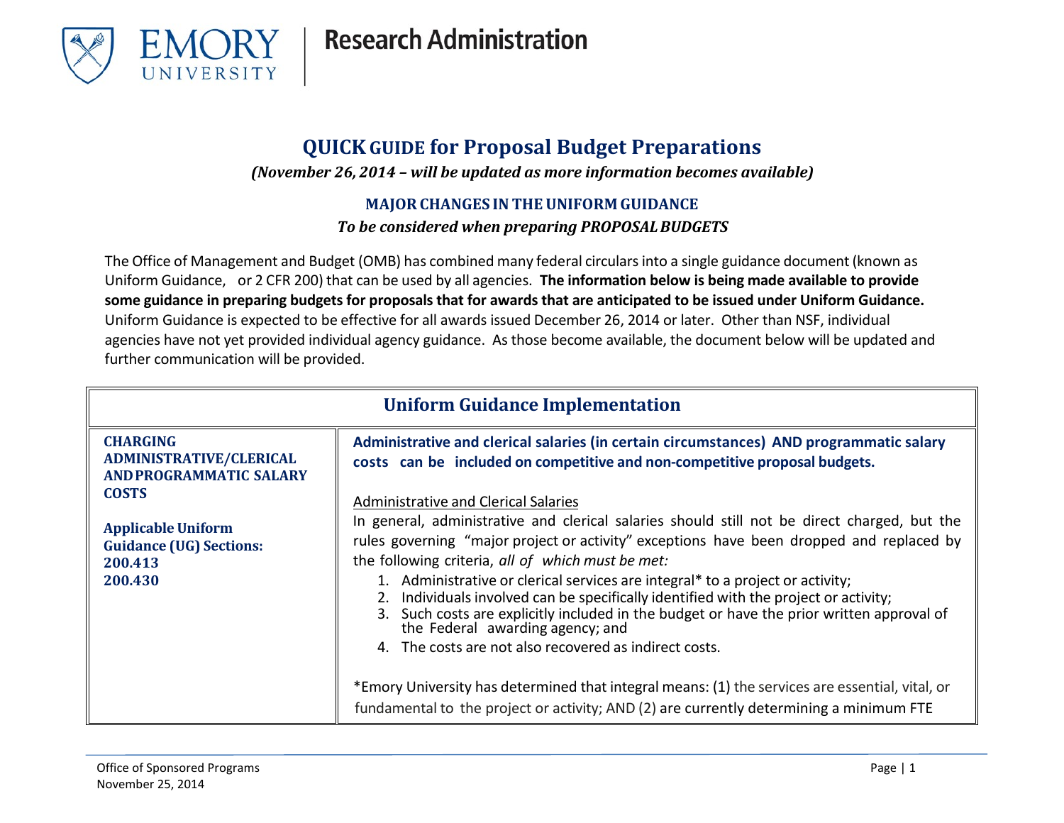# QUICK GUIDE for Proposal Budget Preparations

*(November 26, 2014 – will be updated as more information becomes available)*

## MAJOR CHANGES IN THE UNIFORM GUIDANCE

*To be considered when preparing PROPOSAL BUDGETS*

The Office of Management and Budget (OMB) has combined many federal circulars into a single guidance document (known as Uniform Guidance, or 2 CFR 200) that can be used by all agencies. **The information below is being made available to provide some guidance in preparing budgets for proposals that for awards that are anticipated to be issued under Uniform Guidance.** Uniform Guidance is expected to be effective for all awards issued December 26, 2014 or later. Other than NSF, individual agencies have not yet provided individual agency guidance. As those become available, the document below will be updated and further communication will be provided.

| Uniform Guidance Implementation | |
|---|---|
| **CHARGING ADMINISTRATIVE/CLERICAL AND PROGRAMMATIC SALARY COSTS**<br><br>**Applicable Uniform Guidance (UG) Sections:**<br>**200.413**<br>**200.430** | **Administrative and clerical salaries (in certain circumstances) AND programmatic salary costs can be included on competitive and non-competitive proposal budgets.**<br><br>Administrative and Clerical Salaries<br>In general, administrative and clerical salaries should still not be direct charged, but the rules governing "major project or activity" exceptions have been dropped and replaced by the following criteria, *all of which must be met:*<br>1. Administrative or clerical services are integral* to a project or activity;<br>2. Individuals involved can be specifically identified with the project or activity;<br>3. Such costs are explicitly included in the budget or have the prior written approval of the Federal awarding agency; and<br>4. The costs are not also recovered as indirect costs.<br><br>*Emory University has determined that integral means: (1) the services are essential, vital, or fundamental to the project or activity; AND (2) are currently determining a minimum FTE |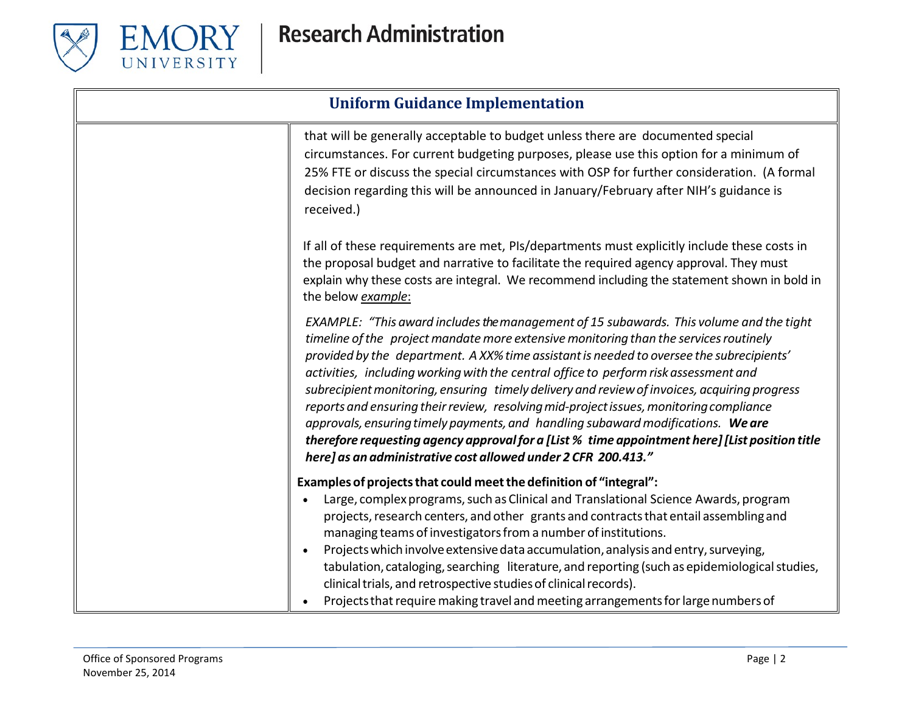## Uniform Guidance Implementation

| | |
|---|---|
| | that will be generally acceptable to budget unless there are documented special circumstances. For current budgeting purposes, please use this option for a minimum of 25% FTE or discuss the special circumstances with OSP for further consideration. (A formal decision regarding this will be announced in January/February after NIH's guidance is received.)<br><br>If all of these requirements are met, PIs/departments must explicitly include these costs in the proposal budget and narrative to facilitate the required agency approval. They must explain why these costs are integral. We recommend including the statement shown in bold in the below <u>*example*</u>:<br><br>*EXAMPLE: "This award includes the management of 15 subawards. This volume and the tight timeline of the project mandate more extensive monitoring than the services routinely provided by the department. A XX% time assistant is needed to oversee the subrecipients' activities, including working with the central office to perform risk assessment and subrecipient monitoring, ensuring timely delivery and review of invoices, acquiring progress reports and ensuring their review, resolving mid-project issues, monitoring compliance approvals, ensuring timely payments, and handling subaward modifications.* ***We are therefore requesting agency approval for a [List % time appointment here] [List position title here] as an administrative cost allowed under 2 CFR 200.413."***<br><br>**Examples of projects that could meet the definition of "integral":**<br>• Large, complex programs, such as Clinical and Translational Science Awards, program projects, research centers, and other grants and contracts that entail assembling and managing teams of investigators from a number of institutions.<br>• Projects which involve extensive data accumulation, analysis and entry, surveying, tabulation, cataloging, searching literature, and reporting (such as epidemiological studies, clinical trials, and retrospective studies of clinical records).<br>• Projects that require making travel and meeting arrangements for large numbers of |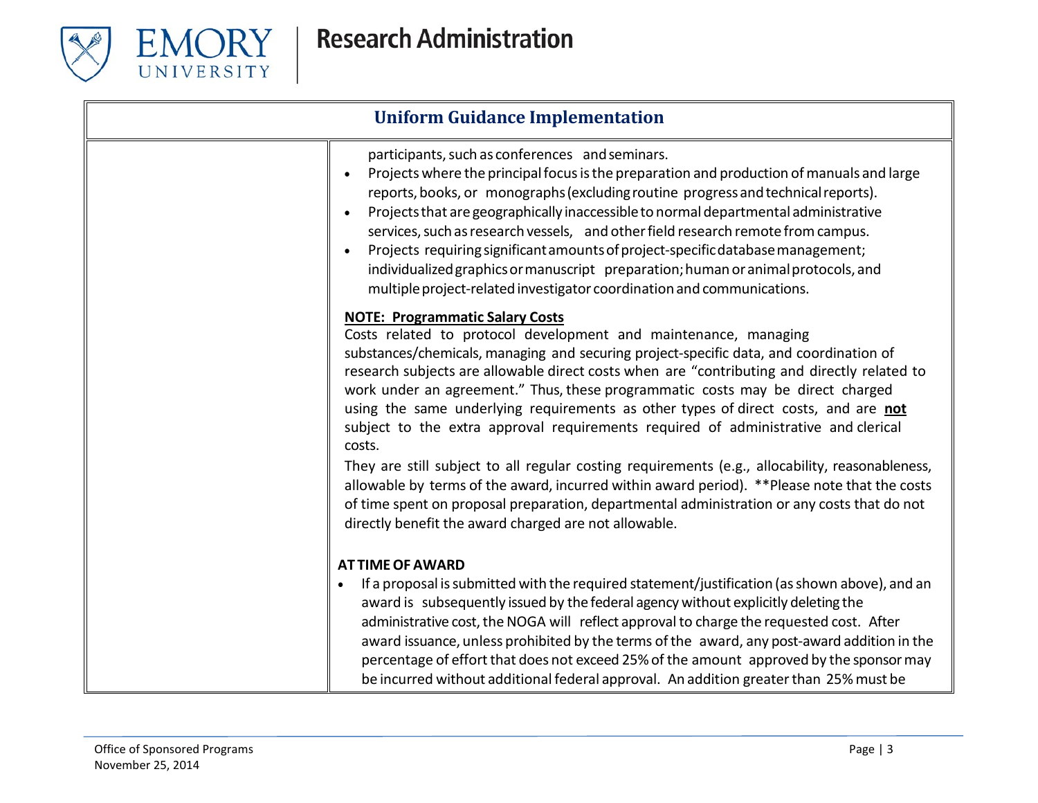## Uniform Guidance Implementation

| | |
|---|---|
| | participants, such as conferences and seminars.<br>• Projects where the principal focus is the preparation and production of manuals and large reports, books, or monographs (excluding routine progress and technical reports).<br>• Projects that are geographically inaccessible to normal departmental administrative services, such as research vessels, and other field research remote from campus.<br>• Projects requiring significant amounts of project-specific database management; individualized graphics or manuscript preparation; human or animal protocols, and multiple project-related investigator coordination and communications.<br><br>**NOTE: Programmatic Salary Costs**<br>Costs related to protocol development and maintenance, managing substances/chemicals, managing and securing project-specific data, and coordination of research subjects are allowable direct costs when are "contributing and directly related to work under an agreement." Thus, these programmatic costs may be direct charged using the same underlying requirements as other types of direct costs, and are **not** subject to the extra approval requirements required of administrative and clerical costs.<br>They are still subject to all regular costing requirements (e.g., allocability, reasonableness, allowable by terms of the award, incurred within award period). **Please note that the costs of time spent on proposal preparation, departmental administration or any costs that do not directly benefit the award charged are not allowable.<br><br>**AT TIME OF AWARD**<br>• If a proposal is submitted with the required statement/justification (as shown above), and an award is subsequently issued by the federal agency without explicitly deleting the administrative cost, the NOGA will reflect approval to charge the requested cost. After award issuance, unless prohibited by the terms of the award, any post-award addition in the percentage of effort that does not exceed 25% of the amount approved by the sponsor may be incurred without additional federal approval. An addition greater than 25% must be |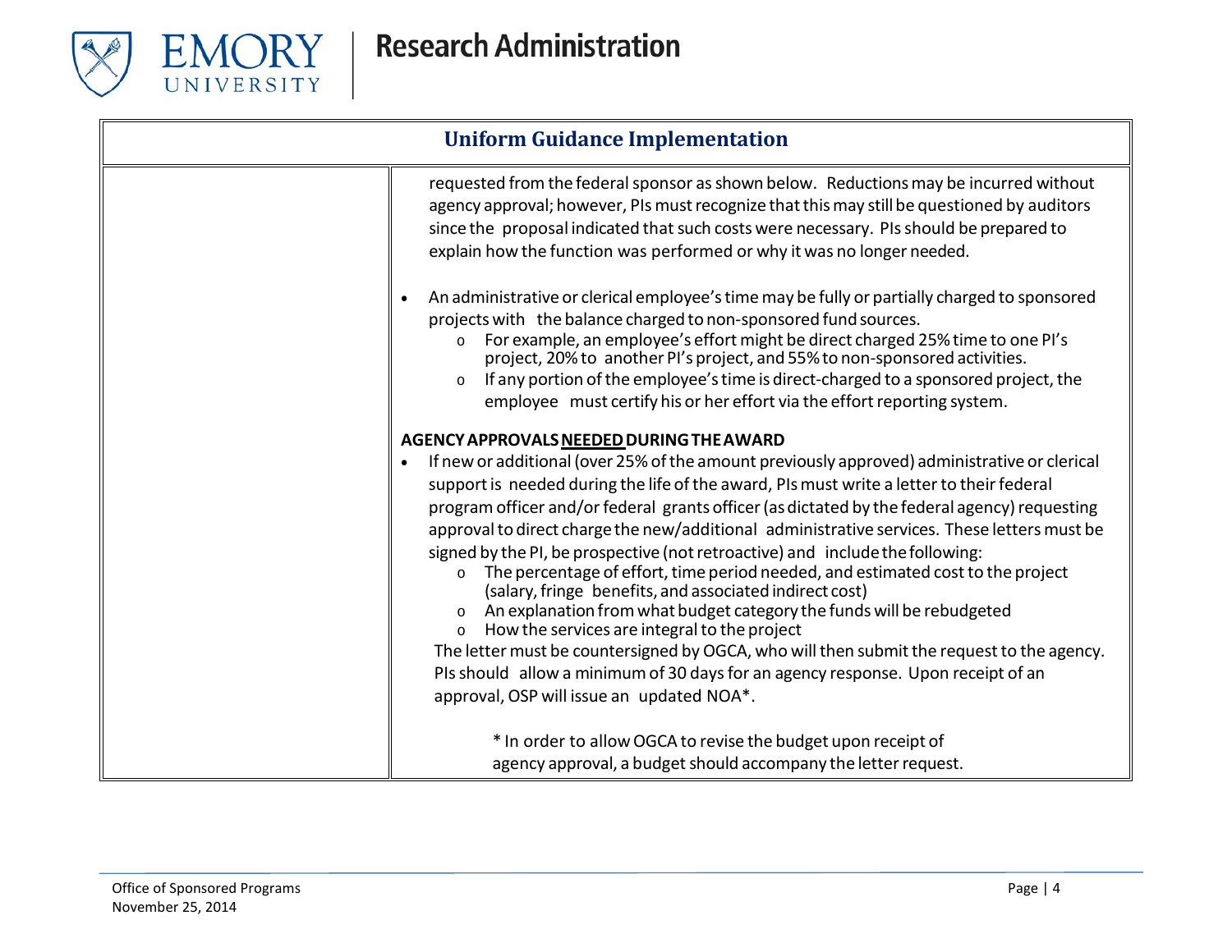## Uniform Guidance Implementation

| | |
|---|---|
| | requested from the federal sponsor as shown below. Reductions may be incurred without agency approval; however, PIs must recognize that this may still be questioned by auditors since the proposal indicated that such costs were necessary. PIs should be prepared to explain how the function was performed or why it was no longer needed.<br><br>• An administrative or clerical employee's time may be fully or partially charged to sponsored projects with the balance charged to non-sponsored fund sources.<br>  o For example, an employee's effort might be direct charged 25% time to one PI's project, 20% to another PI's project, and 55% to non-sponsored activities.<br>  o If any portion of the employee's time is direct-charged to a sponsored project, the employee must certify his or her effort via the effort reporting system.<br><br>**AGENCY APPROVALS <u>NEEDED</u> DURING THE AWARD**<br>• If new or additional (over 25% of the amount previously approved) administrative or clerical support is needed during the life of the award, PIs must write a letter to their federal program officer and/or federal grants officer (as dictated by the federal agency) requesting approval to direct charge the new/additional administrative services. These letters must be signed by the PI, be prospective (not retroactive) and include the following:<br>  o The percentage of effort, time period needed, and estimated cost to the project (salary, fringe benefits, and associated indirect cost)<br>  o An explanation from what budget category the funds will be rebudgeted<br>  o How the services are integral to the project<br>The letter must be countersigned by OGCA, who will then submit the request to the agency. PIs should allow a minimum of 30 days for an agency response. Upon receipt of an approval, OSP will issue an updated NOA*.<br><br>* In order to allow OGCA to revise the budget upon receipt of agency approval, a budget should accompany the letter request. |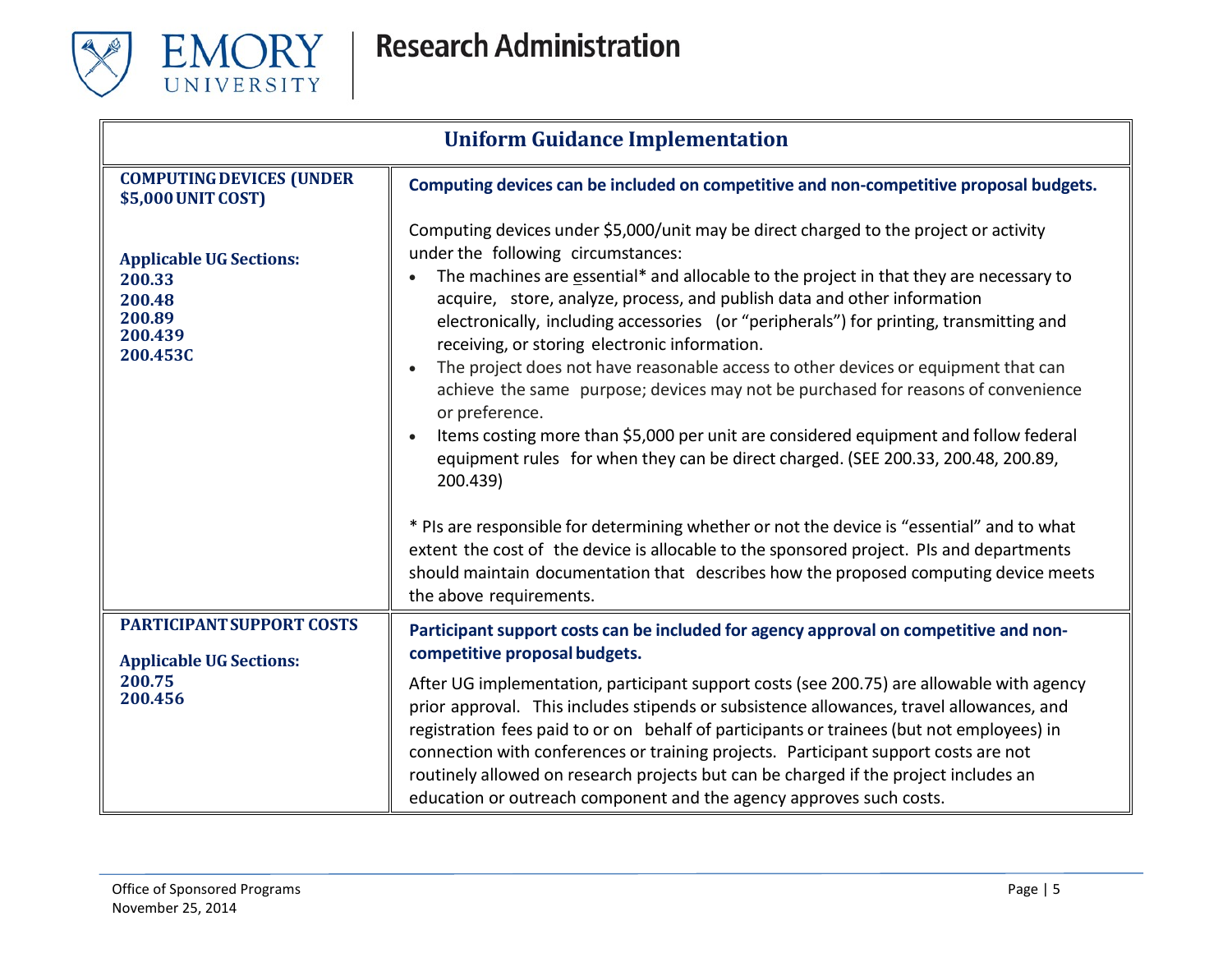## Uniform Guidance Implementation

| **COMPUTING DEVICES (UNDER $5,000 UNIT COST)**<br><br>**Applicable UG Sections:**<br>**200.33**<br>**200.48**<br>**200.89**<br>**200.439**<br>**200.453C** | **Computing devices can be included on competitive and non-competitive proposal budgets.**<br><br>Computing devices under $5,000/unit may be direct charged to the project or activity under the following circumstances:<br>• The machines are essential* and allocable to the project in that they are necessary to acquire, store, analyze, process, and publish data and other information electronically, including accessories (or "peripherals") for printing, transmitting and receiving, or storing electronic information.<br>• The project does not have reasonable access to other devices or equipment that can achieve the same purpose; devices may not be purchased for reasons of convenience or preference.<br>• Items costing more than $5,000 per unit are considered equipment and follow federal equipment rules for when they can be direct charged. (SEE 200.33, 200.48, 200.89, 200.439)<br><br>* PIs are responsible for determining whether or not the device is "essential" and to what extent the cost of the device is allocable to the sponsored project. PIs and departments should maintain documentation that describes how the proposed computing device meets the above requirements. |
|---|---|
| **PARTICIPANT SUPPORT COSTS**<br><br>**Applicable UG Sections:**<br>**200.75**<br>**200.456** | **Participant support costs can be included for agency approval on competitive and non-competitive proposal budgets.**<br><br>After UG implementation, participant support costs (see 200.75) are allowable with agency prior approval. This includes stipends or subsistence allowances, travel allowances, and registration fees paid to or on behalf of participants or trainees (but not employees) in connection with conferences or training projects. Participant support costs are not routinely allowed on research projects but can be charged if the project includes an education or outreach component and the agency approves such costs. |

Office of Sponsored Programs
November 25, 2014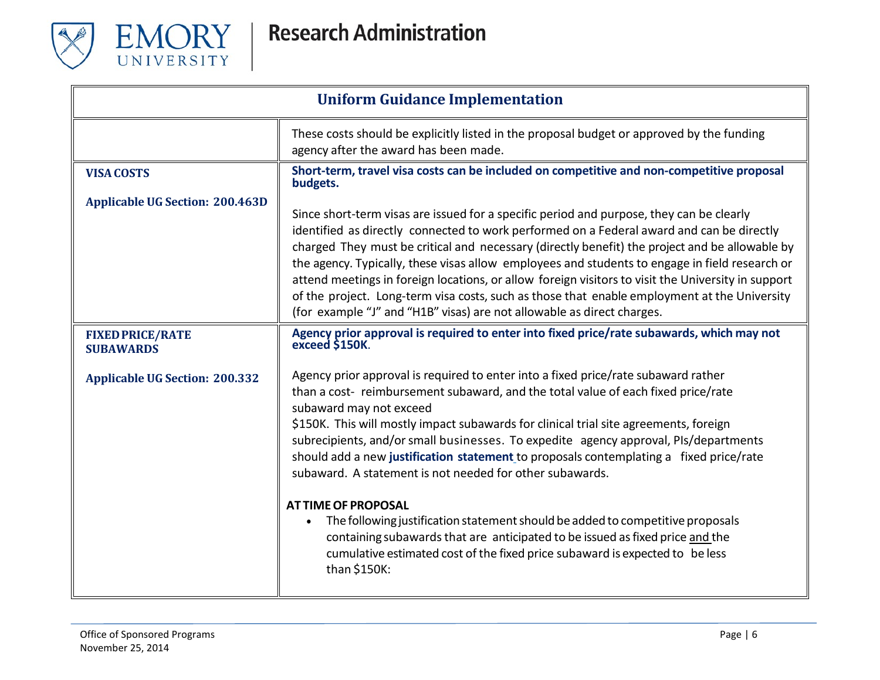| Uniform Guidance Implementation | |
|---|---|
| | These costs should be explicitly listed in the proposal budget or approved by the funding agency after the award has been made. |
| **VISA COSTS**<br><br>**Applicable UG Section: 200.463D** | **Short-term, travel visa costs can be included on competitive and non-competitive proposal budgets.**<br><br>Since short-term visas are issued for a specific period and purpose, they can be clearly identified as directly connected to work performed on a Federal award and can be directly charged They must be critical and necessary (directly benefit) the project and be allowable by the agency. Typically, these visas allow employees and students to engage in field research or attend meetings in foreign locations, or allow foreign visitors to visit the University in support of the project. Long-term visa costs, such as those that enable employment at the University (for example "J" and "H1B" visas) are not allowable as direct charges. |
| **FIXED PRICE/RATE SUBAWARDS**<br><br>**Applicable UG Section: 200.332** | **Agency prior approval is required to enter into fixed price/rate subawards, which may not exceed $150K**.<br><br>Agency prior approval is required to enter into a fixed price/rate subaward rather than a cost- reimbursement subaward, and the total value of each fixed price/rate subaward may not exceed $150K. This will mostly impact subawards for clinical trial site agreements, foreign subrecipients, and/or small businesses. To expedite agency approval, PIs/departments should add a new **justification statement** to proposals contemplating a fixed price/rate subaward. A statement is not needed for other subawards.<br><br>**AT TIME OF PROPOSAL**<br>• The following justification statement should be added to competitive proposals containing subawards that are anticipated to be issued as fixed price and the cumulative estimated cost of the fixed price subaward is expected to be less than $150K: |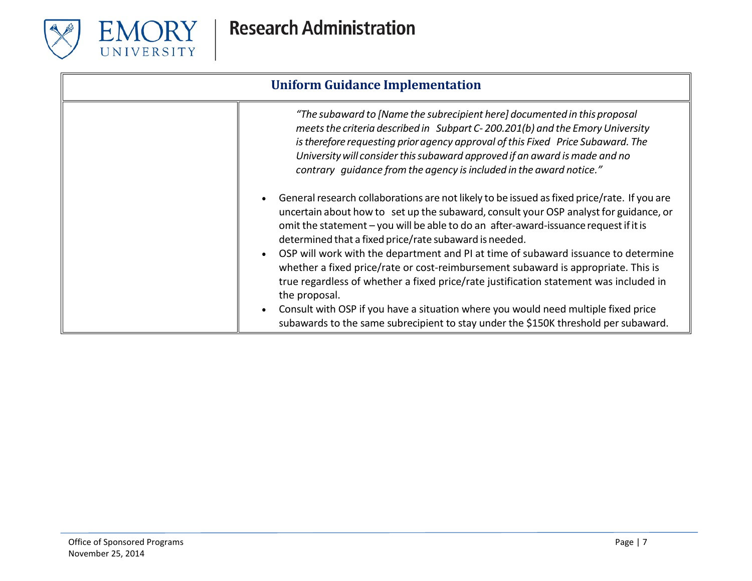| Uniform Guidance Implementation | |
|---|---|
| | *"The subaward to [Name the subrecipient here] documented in this proposal meets the criteria described in Subpart C- 200.201(b) and the Emory University is therefore requesting prior agency approval of this Fixed Price Subaward. The University will consider this subaward approved if an award is made and no contrary guidance from the agency is included in the award notice."* <br><br> • General research collaborations are not likely to be issued as fixed price/rate. If you are uncertain about how to set up the subaward, consult your OSP analyst for guidance, or omit the statement – you will be able to do an after-award-issuance request if it is determined that a fixed price/rate subaward is needed. <br> • OSP will work with the department and PI at time of subaward issuance to determine whether a fixed price/rate or cost-reimbursement subaward is appropriate. This is true regardless of whether a fixed price/rate justification statement was included in the proposal. <br> • Consult with OSP if you have a situation where you would need multiple fixed price subawards to the same subrecipient to stay under the $150K threshold per subaward. |